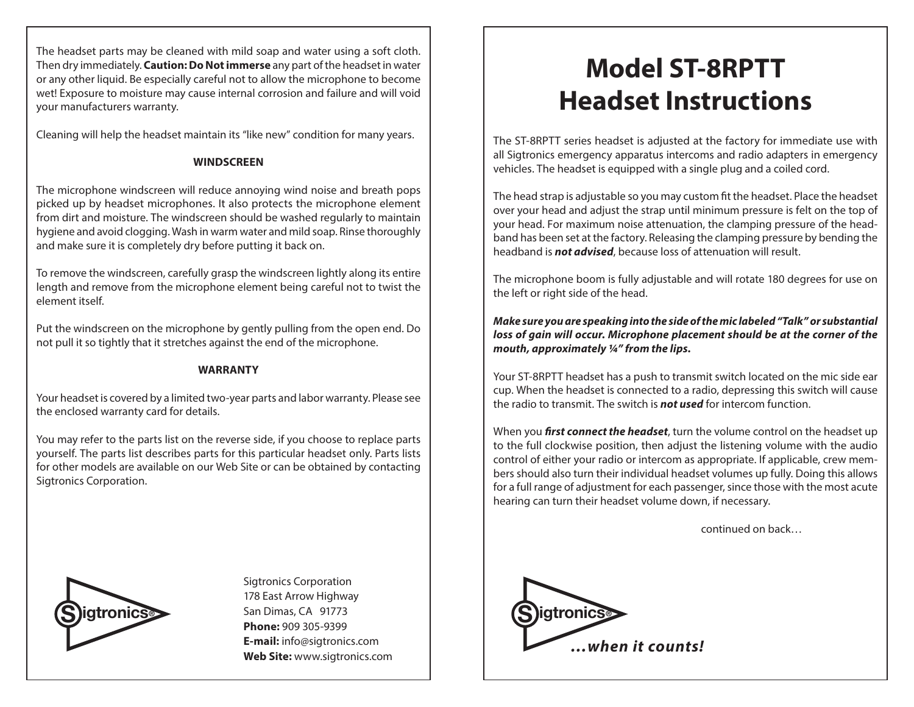The headset parts may be cleaned with mild soap and water using a soft cloth. Then dry immediately. **Caution: Do Not immerse** any part of the headset in water or any other liquid. Be especially careful not to allow the microphone to become wet! Exposure to moisture may cause internal corrosion and failure and will void your manufacturers warranty.

Cleaning will help the headset maintain its "like new" condition for many years.

**WINDSCREEN**

The microphone windscreen will reduce annoying wind noise and breath pops picked up by headset microphones. It also protects the microphone element from dirt and moisture. The windscreen should be washed regularly to maintain hygiene and avoid clogging. Wash in warm water and mild soap. Rinse thoroughly and make sure it is completely dry before putting it back on.

To remove the windscreen, carefully grasp the windscreen lightly along its entire length and remove from the microphone element being careful not to twist the element itself.

Put the windscreen on the microphone by gently pulling from the open end. Do not pull it so tightly that it stretches against the end of the microphone.

**WARRANTY**

Your headset is covered by a limited two-year parts and labor warranty. Please see the enclosed warranty card for details.

You may refer to the parts list on the reverse side, if you choose to replace parts yourself. The parts list describes parts for this particular headset only. Parts lists for other models are available on our Web Site or can be obtained by contacting Sigtronics Corporation.

Sigtronics®

Sigtronics Corporation
178 East Arrow Highway
San Dimas, CA 91773
**Phone:** 909 305-9399
**E-mail:** info@sigtronics.com
**Web Site:** www.sigtronics.com

# Model ST-8RPTT Headset Instructions

The ST-8RPTT series headset is adjusted at the factory for immediate use with all Sigtronics emergency apparatus intercoms and radio adapters in emergency vehicles. The headset is equipped with a single plug and a coiled cord.

The head strap is adjustable so you may custom fit the headset. Place the headset over your head and adjust the strap until minimum pressure is felt on the top of your head. For maximum noise attenuation, the clamping pressure of the headband has been set at the factory. Releasing the clamping pressure by bending the headband is ***not advised***, because loss of attenuation will result.

The microphone boom is fully adjustable and will rotate 180 degrees for use on the left or right side of the head.

***Make sure you are speaking into the side of the mic labeled "Talk" or substantial loss of gain will occur. Microphone placement should be at the corner of the mouth, approximately ¼" from the lips.***

Your ST-8RPTT headset has a push to transmit switch located on the mic side ear cup. When the headset is connected to a radio, depressing this switch will cause the radio to transmit. The switch is ***not used*** for intercom function.

When you ***first connect the headset***, turn the volume control on the headset up to the full clockwise position, then adjust the listening volume with the audio control of either your radio or intercom as appropriate. If applicable, crew members should also turn their individual headset volumes up fully. Doing this allows for a full range of adjustment for each passenger, since those with the most acute hearing can turn their headset volume down, if necessary.

continued on back…

Sigtronics® ***…when it counts!***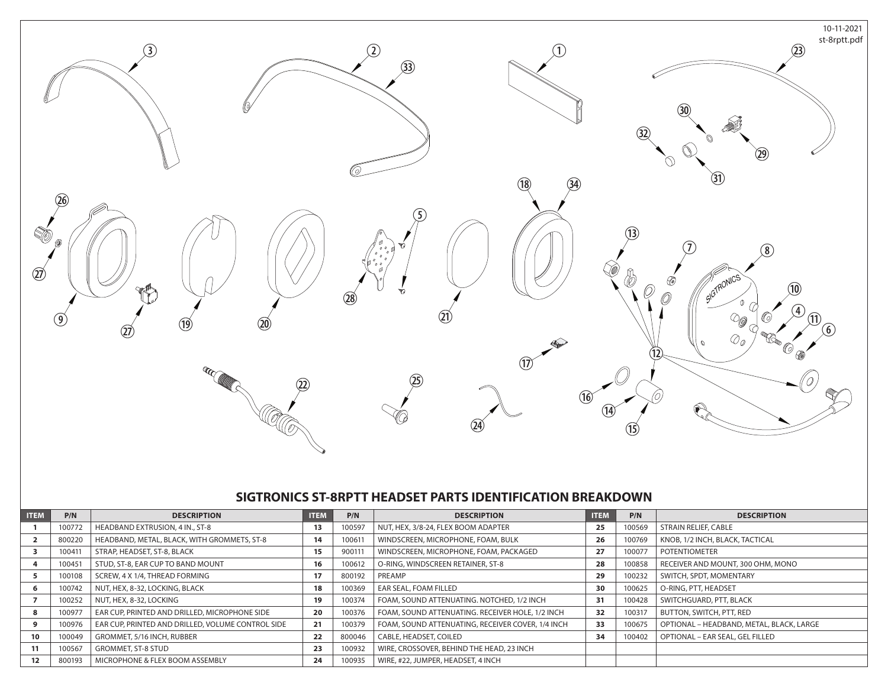10-11-2021
st-8rptt.pdf

3 2 33 1 23
30 32 29 31
26 18 34
5 13 7 8
27 10
9 27 19 20 28 21 4 11 6
12
17
22 25 16
14 24 15

## SIGTRONICS ST-8RPTT HEADSET PARTS IDENTIFICATION BREAKDOWN

| ITEM | P/N | DESCRIPTION | ITEM | P/N | DESCRIPTION | ITEM | P/N | DESCRIPTION |
|---|---|---|---|---|---|---|---|---|
| 1 | 100772 | HEADBAND EXTRUSION, 4 IN., ST-8 | 13 | 100597 | NUT, HEX, 3/8-24, FLEX BOOM ADAPTER | 25 | 100569 | STRAIN RELIEF, CABLE |
| 2 | 800220 | HEADBAND, METAL, BLACK, WITH GROMMETS, ST-8 | 14 | 100611 | WINDSCREEN, MICROPHONE, FOAM, BULK | 26 | 100769 | KNOB, 1/2 INCH, BLACK, TACTICAL |
| 3 | 100411 | STRAP, HEADSET, ST-8, BLACK | 15 | 900111 | WINDSCREEN, MICROPHONE, FOAM, PACKAGED | 27 | 100077 | POTENTIOMETER |
| 4 | 100451 | STUD, ST-8, EAR CUP TO BAND MOUNT | 16 | 100612 | O-RING, WINDSCREEN RETAINER, ST-8 | 28 | 100858 | RECEIVER AND MOUNT, 300 OHM, MONO |
| 5 | 100108 | SCREW, 4 X 1/4, THREAD FORMING | 17 | 800192 | PREAMP | 29 | 100232 | SWITCH, SPDT, MOMENTARY |
| 6 | 100742 | NUT, HEX, 8-32, LOCKING, BLACK | 18 | 100369 | EAR SEAL, FOAM FILLED | 30 | 100625 | O-RING, PTT, HEADSET |
| 7 | 100252 | NUT, HEX, 8-32, LOCKING | 19 | 100374 | FOAM, SOUND ATTENUATING. NOTCHED, 1/2 INCH | 31 | 100428 | SWITCHGUARD, PTT, BLACK |
| 8 | 100977 | EAR CUP, PRINTED AND DRILLED, MICROPHONE SIDE | 20 | 100376 | FOAM, SOUND ATTENUATING. RECEIVER HOLE, 1/2 INCH | 32 | 100317 | BUTTON, SWITCH, PTT, RED |
| 9 | 100976 | EAR CUP, PRINTED AND DRILLED, VOLUME CONTROL SIDE | 21 | 100379 | FOAM, SOUND ATTENUATING, RECEIVER COVER, 1/4 INCH | 33 | 100675 | OPTIONAL – HEADBAND, METAL, BLACK, LARGE |
| 10 | 100049 | GROMMET, 5/16 INCH, RUBBER | 22 | 800046 | CABLE, HEADSET, COILED | 34 | 100402 | OPTIONAL – EAR SEAL, GEL FILLED |
| 11 | 100567 | GROMMET, ST-8 STUD | 23 | 100932 | WIRE, CROSSOVER, BEHIND THE HEAD, 23 INCH | | | |
| 12 | 800193 | MICROPHONE & FLEX BOOM ASSEMBLY | 24 | 100935 | WIRE, #22, JUMPER, HEADSET, 4 INCH | | | |